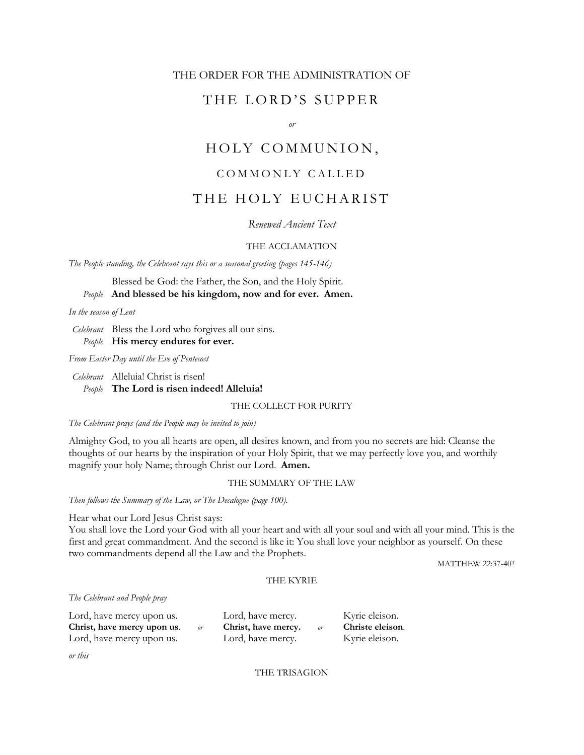THE ORDER FOR THE ADMINISTRATION OF

# THE LORD'S SUPPER

*or*

# HOLY COMMUNION,

## COMMONLY CALLED

# THE HOLY EUCHARIST

*Renewed Ancient Text*

### THE ACCLAMATION

*The People standing, the Celebrant says this or a seasonal greeting (pages 145-146)*

Blessed be God: the Father, the Son, and the Holy Spirit.
*People* **And blessed be his kingdom, now and for ever. Amen.**

*In the season of Lent*

*Celebrant* Bless the Lord who forgives all our sins.
*People* **His mercy endures for ever.**

*From Easter Day until the Eve of Pentecost*

*Celebrant* Alleluia! Christ is risen!
*People* **The Lord is risen indeed! Alleluia!**

### THE COLLECT FOR PURITY

*The Celebrant prays (and the People may be invited to join)*

Almighty God, to you all hearts are open, all desires known, and from you no secrets are hid: Cleanse the thoughts of our hearts by the inspiration of your Holy Spirit, that we may perfectly love you, and worthily magnify your holy Name; through Christ our Lord. **Amen.**

### THE SUMMARY OF THE LAW

*Then follows the Summary of the Law, or The Decalogue (page 100).*

Hear what our Lord Jesus Christ says:
You shall love the Lord your God with all your heart and with all your soul and with all your mind. This is the first and great commandment. And the second is like it: You shall love your neighbor as yourself. On these two commandments depend all the Law and the Prophets.

MATTHEW 22:37-40T

### THE KYRIE

*The Celebrant and People pray*

| | | | | |
|---|---|---|---|---|
| Lord, have mercy upon us. | | Lord, have mercy. | | Kyrie eleison. |
| **Christ, have mercy upon us**. | *or* | **Christ, have mercy.** | *or* | **Christe eleison**. |
| Lord, have mercy upon us. | | Lord, have mercy. | | Kyrie eleison. |

*or this*

### THE TRISAGION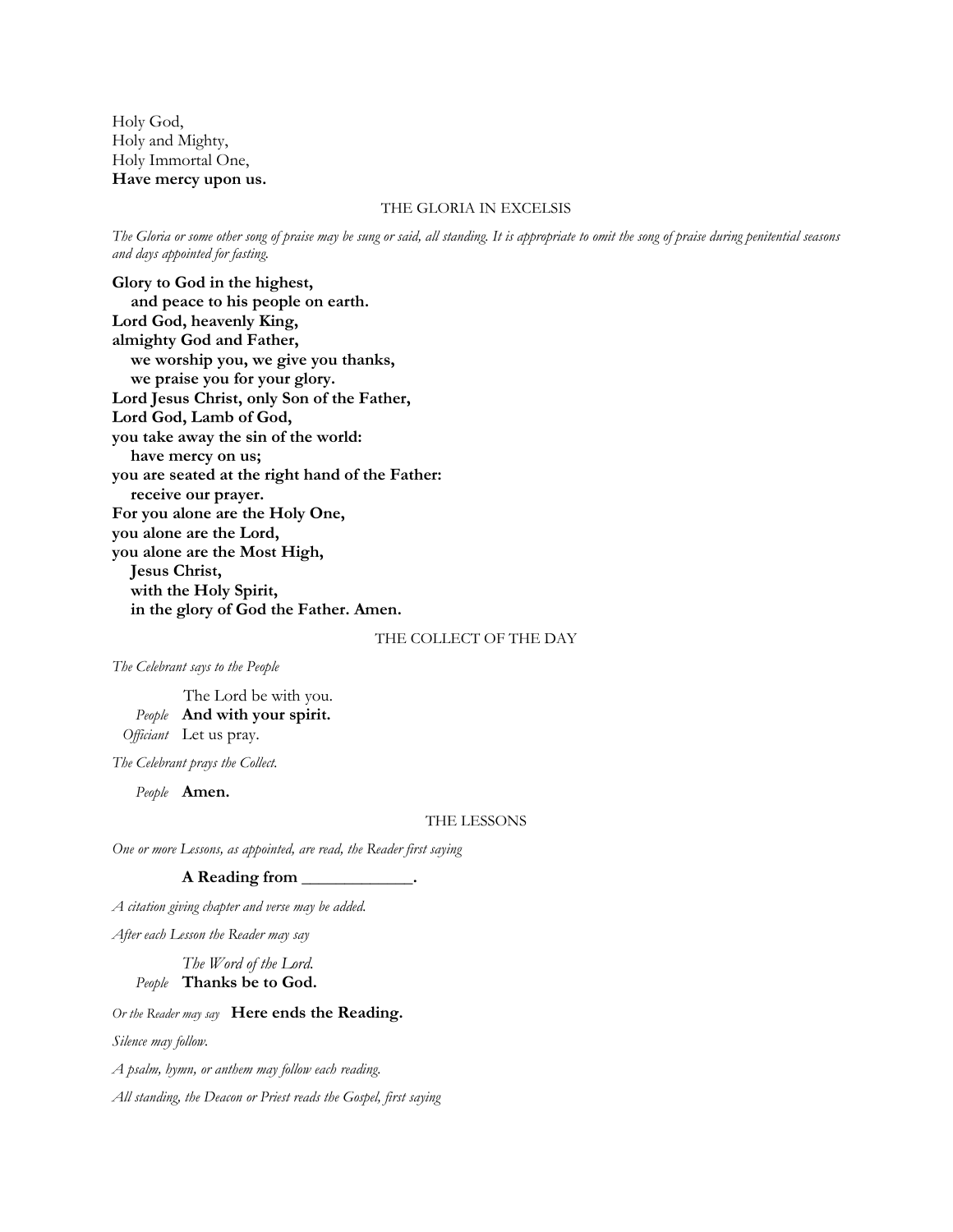Holy God,
Holy and Mighty,
Holy Immortal One,
**Have mercy upon us.**

## THE GLORIA IN EXCELSIS

*The Gloria or some other song of praise may be sung or said, all standing. It is appropriate to omit the song of praise during penitential seasons and days appointed for fasting.*

**Glory to God in the highest,**
**and peace to his people on earth.**
**Lord God, heavenly King,**
**almighty God and Father,**
**we worship you, we give you thanks,**
**we praise you for your glory.**
**Lord Jesus Christ, only Son of the Father,**
**Lord God, Lamb of God,**
**you take away the sin of the world:**
**have mercy on us;**
**you are seated at the right hand of the Father:**
**receive our prayer.**
**For you alone are the Holy One,**
**you alone are the Lord,**
**you alone are the Most High,**
**Jesus Christ,**
**with the Holy Spirit,**
**in the glory of God the Father. Amen.**

## THE COLLECT OF THE DAY

*The Celebrant says to the People*

The Lord be with you.
*People* **And with your spirit.**
*Officiant* Let us pray.

*The Celebrant prays the Collect.*

*People* **Amen.**

## THE LESSONS

*One or more Lessons, as appointed, are read, the Reader first saying*

**A Reading from _____________.**

*A citation giving chapter and verse may be added.*

*After each Lesson the Reader may say*

*The Word of the Lord.*
*People* **Thanks be to God.**

*Or the Reader may say* **Here ends the Reading.**

*Silence may follow.*

*A psalm, hymn, or anthem may follow each reading.*

*All standing, the Deacon or Priest reads the Gospel, first saying*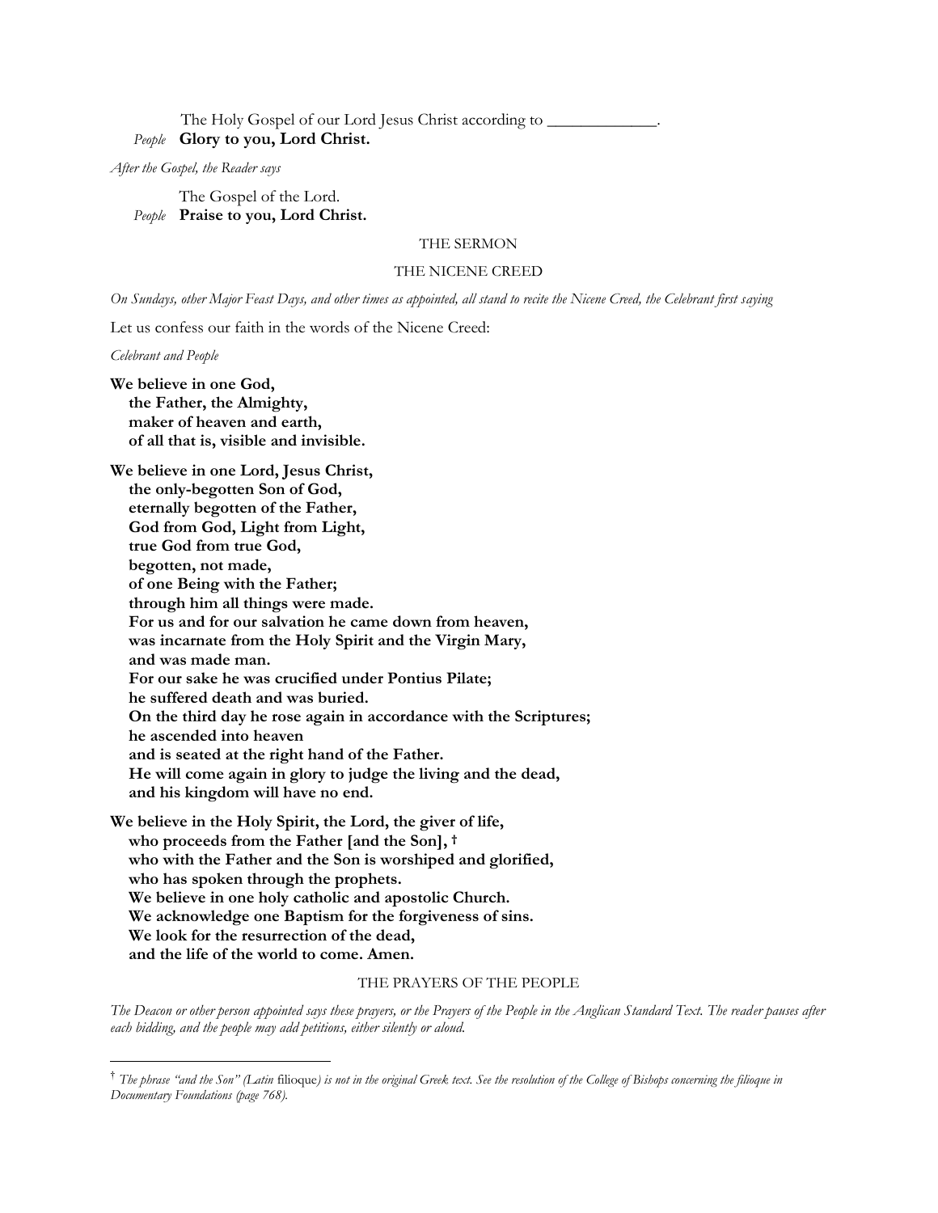The Holy Gospel of our Lord Jesus Christ according to _____________.

*People* **Glory to you, Lord Christ.**

*After the Gospel, the Reader says*

The Gospel of the Lord.

*People* **Praise to you, Lord Christ.**

## THE SERMON

## THE NICENE CREED

*On Sundays, other Major Feast Days, and other times as appointed, all stand to recite the Nicene Creed, the Celebrant first saying*

Let us confess our faith in the words of the Nicene Creed:

*Celebrant and People*

**We believe in one God,**
**the Father, the Almighty,**
**maker of heaven and earth,**
**of all that is, visible and invisible.**

**We believe in one Lord, Jesus Christ,**
**the only-begotten Son of God,**
**eternally begotten of the Father,**
**God from God, Light from Light,**
**true God from true God,**
**begotten, not made,**
**of one Being with the Father;**
**through him all things were made.**
**For us and for our salvation he came down from heaven,**
**was incarnate from the Holy Spirit and the Virgin Mary,**
**and was made man.**
**For our sake he was crucified under Pontius Pilate;**
**he suffered death and was buried.**
**On the third day he rose again in accordance with the Scriptures;**
**he ascended into heaven**
**and is seated at the right hand of the Father.**
**He will come again in glory to judge the living and the dead,**
**and his kingdom will have no end.**

**We believe in the Holy Spirit, the Lord, the giver of life,**
**who proceeds from the Father [and the Son], †**
**who with the Father and the Son is worshiped and glorified,**
**who has spoken through the prophets.**
**We believe in one holy catholic and apostolic Church.**
**We acknowledge one Baptism for the forgiveness of sins.**
**We look for the resurrection of the dead,**
**and the life of the world to come. Amen.**

## THE PRAYERS OF THE PEOPLE

*The Deacon or other person appointed says these prayers, or the Prayers of the People in the Anglican Standard Text. The reader pauses after each bidding, and the people may add petitions, either silently or aloud.*

---

† *The phrase "and the Son" (Latin* filioque*) is not in the original Greek text. See the resolution of the College of Bishops concerning the filioque in Documentary Foundations (page 768).*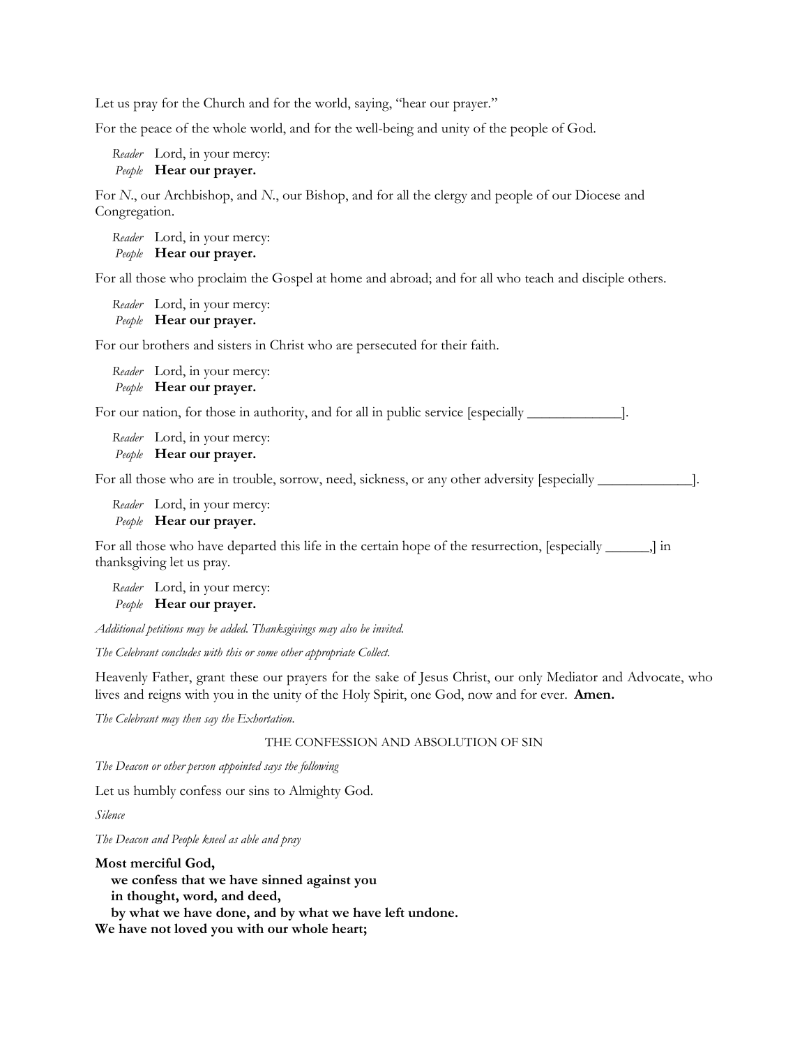Let us pray for the Church and for the world, saying, "hear our prayer."

For the peace of the whole world, and for the well-being and unity of the people of God.

*Reader* Lord, in your mercy:
*People* **Hear our prayer.**

For *N*., our Archbishop, and *N*., our Bishop, and for all the clergy and people of our Diocese and Congregation.

*Reader* Lord, in your mercy:
*People* **Hear our prayer.**

For all those who proclaim the Gospel at home and abroad; and for all who teach and disciple others.

*Reader* Lord, in your mercy:
*People* **Hear our prayer.**

For our brothers and sisters in Christ who are persecuted for their faith.

*Reader* Lord, in your mercy:
*People* **Hear our prayer.**

For our nation, for those in authority, and for all in public service [especially _____________].

*Reader* Lord, in your mercy:
*People* **Hear our prayer.**

For all those who are in trouble, sorrow, need, sickness, or any other adversity [especially _____________].

*Reader* Lord, in your mercy:
*People* **Hear our prayer.**

For all those who have departed this life in the certain hope of the resurrection, [especially ______,] in thanksgiving let us pray.

*Reader* Lord, in your mercy:
*People* **Hear our prayer.**

*Additional petitions may be added. Thanksgivings may also be invited.*

*The Celebrant concludes with this or some other appropriate Collect.*

Heavenly Father, grant these our prayers for the sake of Jesus Christ, our only Mediator and Advocate, who lives and reigns with you in the unity of the Holy Spirit, one God, now and for ever. **Amen.**

*The Celebrant may then say the Exhortation.*

## THE CONFESSION AND ABSOLUTION OF SIN

*The Deacon or other person appointed says the following*

Let us humbly confess our sins to Almighty God.

*Silence*

*The Deacon and People kneel as able and pray*

**Most merciful God,**
**we confess that we have sinned against you**
**in thought, word, and deed,**
**by what we have done, and by what we have left undone.**
**We have not loved you with our whole heart;**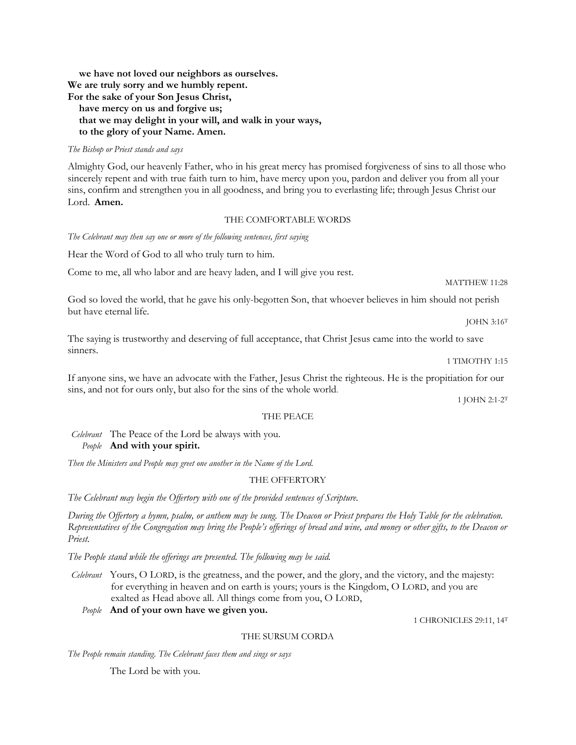**we have not loved our neighbors as ourselves.**
**We are truly sorry and we humbly repent.**
**For the sake of your Son Jesus Christ,**
**have mercy on us and forgive us;**
**that we may delight in your will, and walk in your ways,**
**to the glory of your Name. Amen.**

*The Bishop or Priest stands and says*

Almighty God, our heavenly Father, who in his great mercy has promised forgiveness of sins to all those who sincerely repent and with true faith turn to him, have mercy upon you, pardon and deliver you from all your sins, confirm and strengthen you in all goodness, and bring you to everlasting life; through Jesus Christ our Lord. **Amen.**

## THE COMFORTABLE WORDS

*The Celebrant may then say one or more of the following sentences, first saying*

Hear the Word of God to all who truly turn to him.

Come to me, all who labor and are heavy laden, and I will give you rest.

MATTHEW 11:28

God so loved the world, that he gave his only-begotten Son, that whoever believes in him should not perish but have eternal life.

JOHN 3:16T

The saying is trustworthy and deserving of full acceptance, that Christ Jesus came into the world to save sinners.

1 TIMOTHY 1:15

If anyone sins, we have an advocate with the Father, Jesus Christ the righteous. He is the propitiation for our sins, and not for ours only, but also for the sins of the whole world.

1 JOHN 2:1-2T

## THE PEACE

*Celebrant* The Peace of the Lord be always with you.
*People* **And with your spirit.**

*Then the Ministers and People may greet one another in the Name of the Lord.*

## THE OFFERTORY

*The Celebrant may begin the Offertory with one of the provided sentences of Scripture.*

*During the Offertory a hymn, psalm, or anthem may be sung. The Deacon or Priest prepares the Holy Table for the celebration. Representatives of the Congregation may bring the People's offerings of bread and wine, and money or other gifts, to the Deacon or Priest.*

*The People stand while the offerings are presented. The following may be said.*

*Celebrant* Yours, O LORD, is the greatness, and the power, and the glory, and the victory, and the majesty: for everything in heaven and on earth is yours; yours is the Kingdom, O LORD, and you are exalted as Head above all. All things come from you, O LORD,
*People* **And of your own have we given you.**

1 CHRONICLES 29:11, 14T

## THE SURSUM CORDA

*The People remain standing. The Celebrant faces them and sings or says*

The Lord be with you.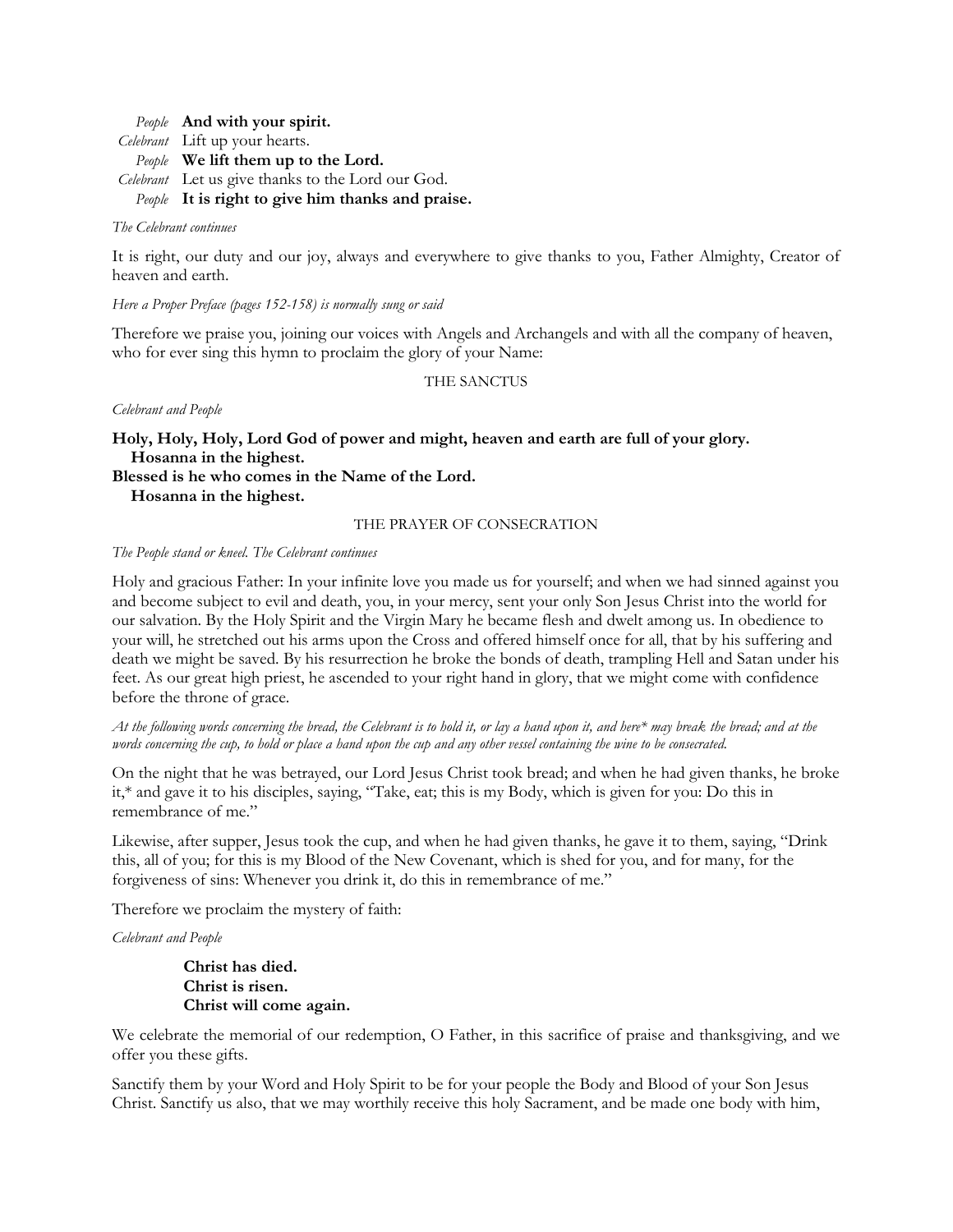*People* **And with your spirit.**
*Celebrant* Lift up your hearts.
*People* **We lift them up to the Lord.**
*Celebrant* Let us give thanks to the Lord our God.
*People* **It is right to give him thanks and praise.**

*The Celebrant continues*

It is right, our duty and our joy, always and everywhere to give thanks to you, Father Almighty, Creator of heaven and earth.

*Here a Proper Preface (pages 152-158) is normally sung or said*

Therefore we praise you, joining our voices with Angels and Archangels and with all the company of heaven, who for ever sing this hymn to proclaim the glory of your Name:

## THE SANCTUS

*Celebrant and People*

**Holy, Holy, Holy, Lord God of power and might, heaven and earth are full of your glory.**
**Hosanna in the highest.**
**Blessed is he who comes in the Name of the Lord.**
**Hosanna in the highest.**

## THE PRAYER OF CONSECRATION

*The People stand or kneel. The Celebrant continues*

Holy and gracious Father: In your infinite love you made us for yourself; and when we had sinned against you and become subject to evil and death, you, in your mercy, sent your only Son Jesus Christ into the world for our salvation. By the Holy Spirit and the Virgin Mary he became flesh and dwelt among us. In obedience to your will, he stretched out his arms upon the Cross and offered himself once for all, that by his suffering and death we might be saved. By his resurrection he broke the bonds of death, trampling Hell and Satan under his feet. As our great high priest, he ascended to your right hand in glory, that we might come with confidence before the throne of grace.

*At the following words concerning the bread, the Celebrant is to hold it, or lay a hand upon it, and here* may break the bread; and at the words concerning the cup, to hold or place a hand upon the cup and any other vessel containing the wine to be consecrated.*

On the night that he was betrayed, our Lord Jesus Christ took bread; and when he had given thanks, he broke it,* and gave it to his disciples, saying, "Take, eat; this is my Body, which is given for you: Do this in remembrance of me."

Likewise, after supper, Jesus took the cup, and when he had given thanks, he gave it to them, saying, "Drink this, all of you; for this is my Blood of the New Covenant, which is shed for you, and for many, for the forgiveness of sins: Whenever you drink it, do this in remembrance of me."

Therefore we proclaim the mystery of faith:

*Celebrant and People*

**Christ has died.**
**Christ is risen.**
**Christ will come again.**

We celebrate the memorial of our redemption, O Father, in this sacrifice of praise and thanksgiving, and we offer you these gifts.

Sanctify them by your Word and Holy Spirit to be for your people the Body and Blood of your Son Jesus Christ. Sanctify us also, that we may worthily receive this holy Sacrament, and be made one body with him,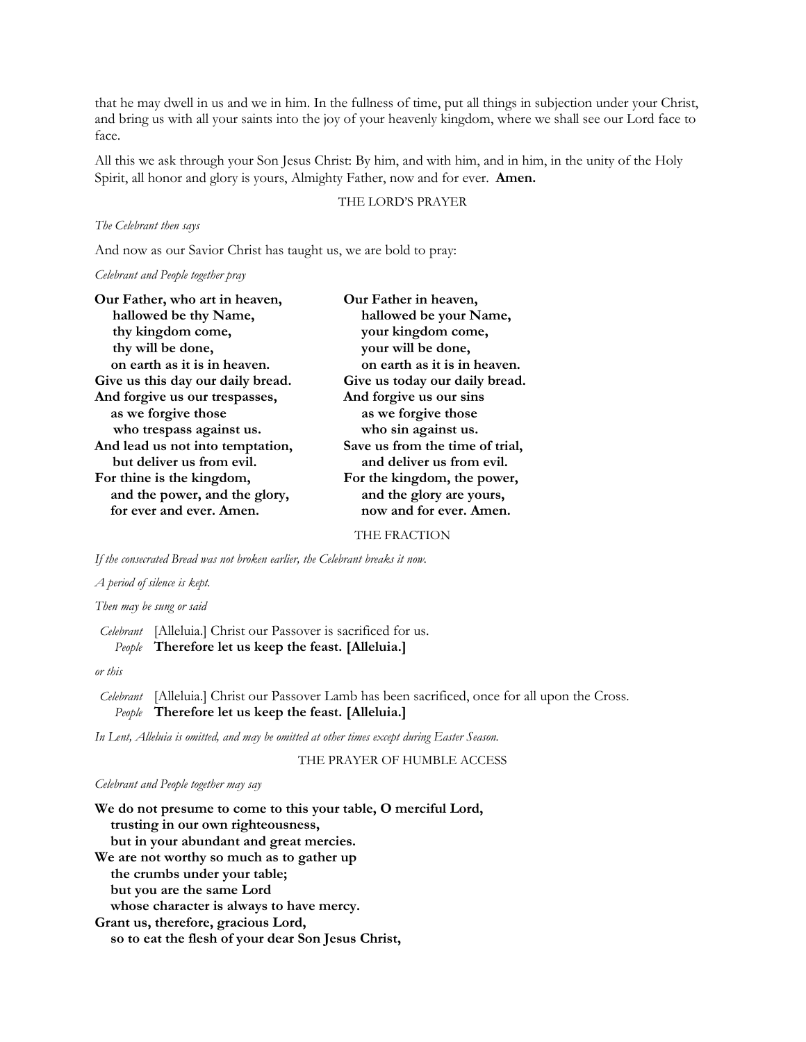that he may dwell in us and we in him. In the fullness of time, put all things in subjection under your Christ, and bring us with all your saints into the joy of your heavenly kingdom, where we shall see our Lord face to face.

All this we ask through your Son Jesus Christ: By him, and with him, and in him, in the unity of the Holy Spirit, all honor and glory is yours, Almighty Father, now and for ever. **Amen.**

## THE LORD'S PRAYER

*The Celebrant then says*

And now as our Savior Christ has taught us, we are bold to pray:

*Celebrant and People together pray*

**Our Father, who art in heaven,**
**hallowed be thy Name,**
**thy kingdom come,**
**thy will be done,**
**on earth as it is in heaven.**
**Give us this day our daily bread.**
**And forgive us our trespasses,**
**as we forgive those**
**who trespass against us.**
**And lead us not into temptation,**
**but deliver us from evil.**
**For thine is the kingdom,**
**and the power, and the glory,**
**for ever and ever. Amen.**

**Our Father in heaven,**
**hallowed be your Name,**
**your kingdom come,**
**your will be done,**
**on earth as it is in heaven.**
**Give us today our daily bread.**
**And forgive us our sins**
**as we forgive those**
**who sin against us.**
**Save us from the time of trial,**
**and deliver us from evil.**
**For the kingdom, the power,**
**and the glory are yours,**
**now and for ever. Amen.**

## THE FRACTION

*If the consecrated Bread was not broken earlier, the Celebrant breaks it now.*

*A period of silence is kept.*

*Then may be sung or said*

*Celebrant* [Alleluia.] Christ our Passover is sacrificed for us.
*People* **Therefore let us keep the feast. [Alleluia.]**

*or this*

*Celebrant* [Alleluia.] Christ our Passover Lamb has been sacrificed, once for all upon the Cross.
*People* **Therefore let us keep the feast. [Alleluia.]**

*In Lent, Alleluia is omitted, and may be omitted at other times except during Easter Season.*

## THE PRAYER OF HUMBLE ACCESS

*Celebrant and People together may say*

**We do not presume to come to this your table, O merciful Lord,**
**trusting in our own righteousness,**
**but in your abundant and great mercies.**
**We are not worthy so much as to gather up**
**the crumbs under your table;**
**but you are the same Lord**
**whose character is always to have mercy.**
**Grant us, therefore, gracious Lord,**
**so to eat the flesh of your dear Son Jesus Christ,**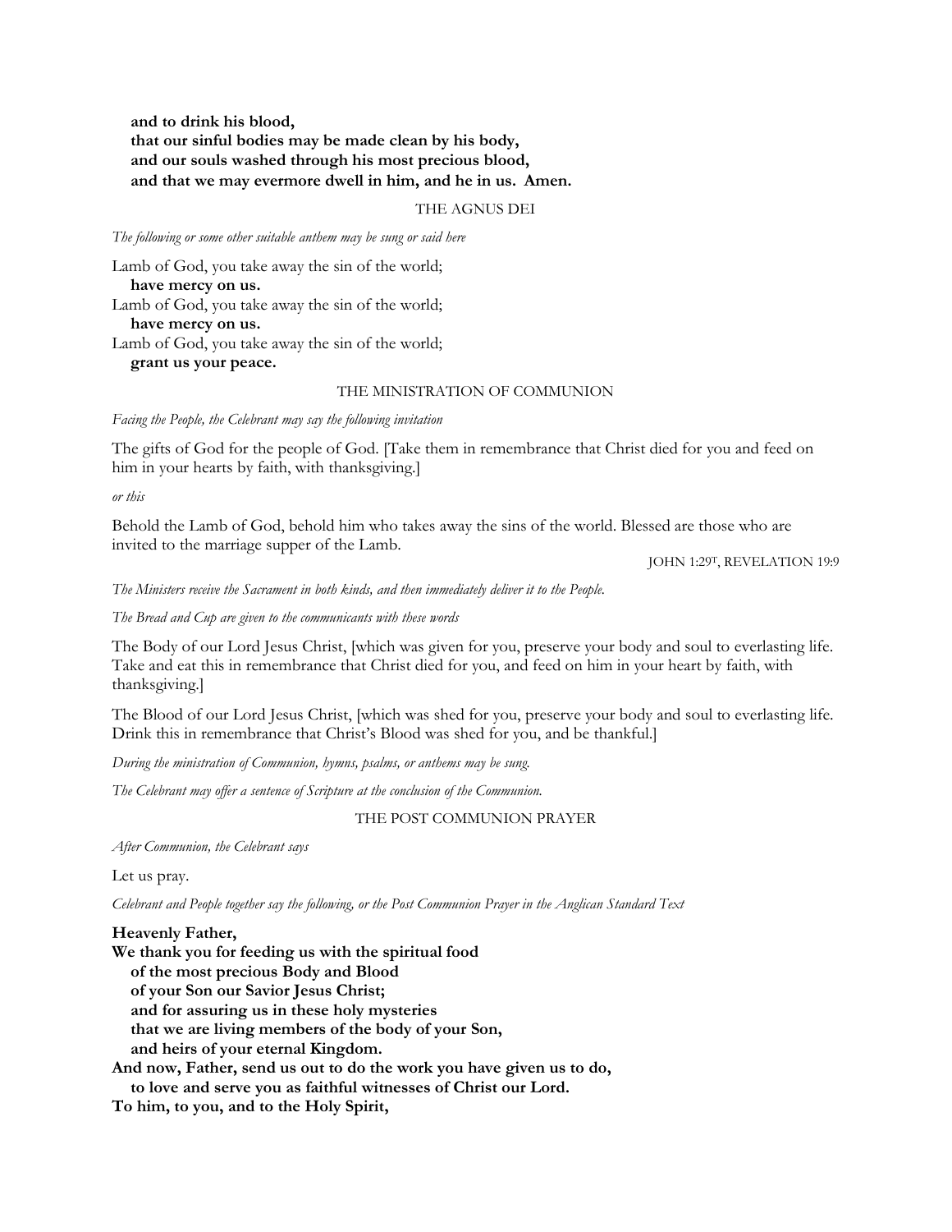**and to drink his blood,**
**that our sinful bodies may be made clean by his body,**
**and our souls washed through his most precious blood,**
**and that we may evermore dwell in him, and he in us. Amen.**

### THE AGNUS DEI

*The following or some other suitable anthem may be sung or said here*

Lamb of God, you take away the sin of the world;
**have mercy on us.**
Lamb of God, you take away the sin of the world;
**have mercy on us.**
Lamb of God, you take away the sin of the world;
**grant us your peace.**

### THE MINISTRATION OF COMMUNION

*Facing the People, the Celebrant may say the following invitation*

The gifts of God for the people of God. [Take them in remembrance that Christ died for you and feed on him in your hearts by faith, with thanksgiving.]

*or this*

Behold the Lamb of God, behold him who takes away the sins of the world. Blessed are those who are invited to the marriage supper of the Lamb.

JOHN 1:29T, REVELATION 19:9

*The Ministers receive the Sacrament in both kinds, and then immediately deliver it to the People.*

*The Bread and Cup are given to the communicants with these words*

The Body of our Lord Jesus Christ, [which was given for you, preserve your body and soul to everlasting life. Take and eat this in remembrance that Christ died for you, and feed on him in your heart by faith, with thanksgiving.]

The Blood of our Lord Jesus Christ, [which was shed for you, preserve your body and soul to everlasting life. Drink this in remembrance that Christ's Blood was shed for you, and be thankful.]

*During the ministration of Communion, hymns, psalms, or anthems may be sung.*

*The Celebrant may offer a sentence of Scripture at the conclusion of the Communion.*

### THE POST COMMUNION PRAYER

*After Communion, the Celebrant says*

Let us pray.

*Celebrant and People together say the following, or the Post Communion Prayer in the Anglican Standard Text*

**Heavenly Father,**
**We thank you for feeding us with the spiritual food**
**of the most precious Body and Blood**
**of your Son our Savior Jesus Christ;**
**and for assuring us in these holy mysteries**
**that we are living members of the body of your Son,**
**and heirs of your eternal Kingdom.**
**And now, Father, send us out to do the work you have given us to do,**
**to love and serve you as faithful witnesses of Christ our Lord.**
**To him, to you, and to the Holy Spirit,**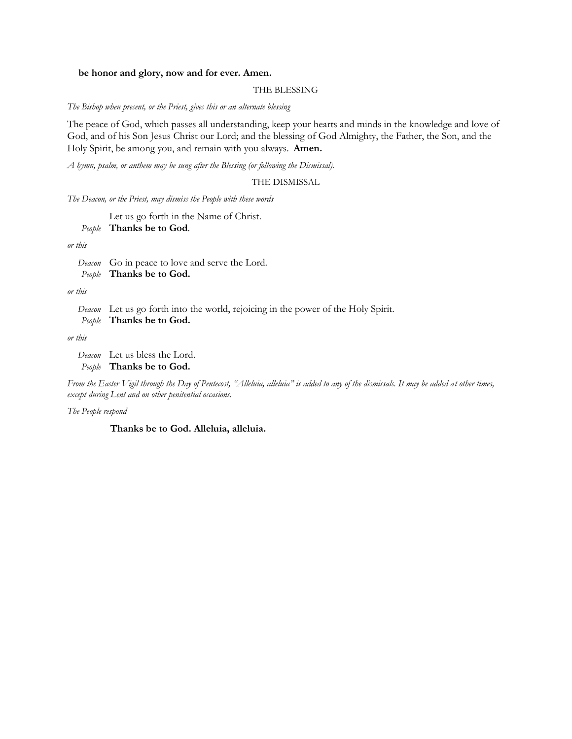**be honor and glory, now and for ever. Amen.**

## THE BLESSING

*The Bishop when present, or the Priest, gives this or an alternate blessing*

The peace of God, which passes all understanding, keep your hearts and minds in the knowledge and love of God, and of his Son Jesus Christ our Lord; and the blessing of God Almighty, the Father, the Son, and the Holy Spirit, be among you, and remain with you always. **Amen.**

*A hymn, psalm, or anthem may be sung after the Blessing (or following the Dismissal).*

## THE DISMISSAL

*The Deacon, or the Priest, may dismiss the People with these words*

Let us go forth in the Name of Christ.
*People* **Thanks be to God**.

*or this*

*Deacon* Go in peace to love and serve the Lord.
*People* **Thanks be to God.**

*or this*

*Deacon* Let us go forth into the world, rejoicing in the power of the Holy Spirit.
*People* **Thanks be to God.**

*or this*

*Deacon* Let us bless the Lord.
*People* **Thanks be to God.**

*From the Easter Vigil through the Day of Pentecost, "Alleluia, alleluia" is added to any of the dismissals. It may be added at other times, except during Lent and on other penitential occasions.*

*The People respond*

**Thanks be to God. Alleluia, alleluia.**